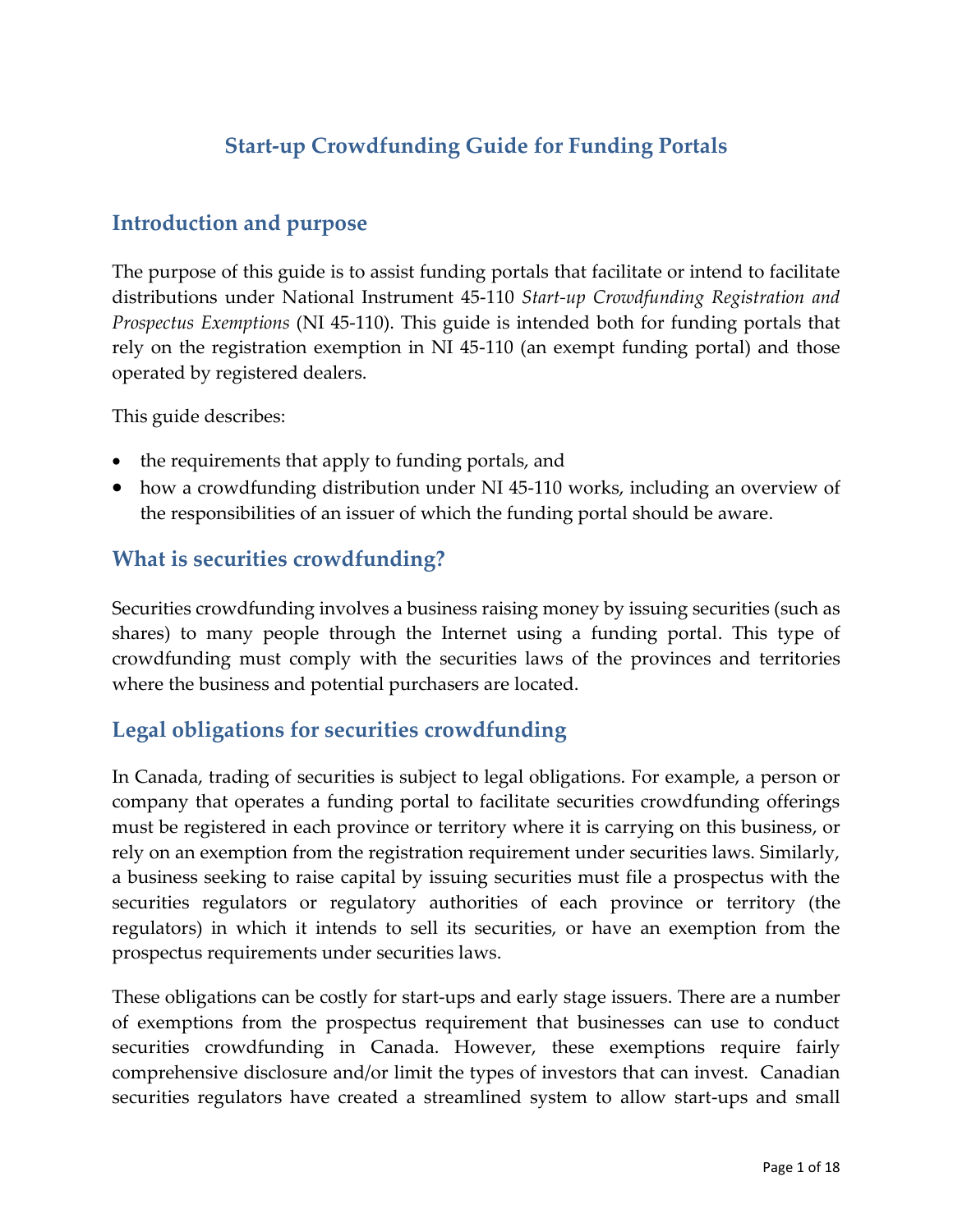# Start-up Crowdfunding Guide for Funding Portals

## Introduction and purpose

The purpose of this guide is to assist funding portals that facilitate or intend to facilitate distributions under National Instrument 45-110 *Start-up Crowdfunding Registration and Prospectus Exemptions* (NI 45-110). This guide is intended both for funding portals that rely on the registration exemption in NI 45-110 (an exempt funding portal) and those operated by registered dealers.

This guide describes:

- the requirements that apply to funding portals, and
- how a crowdfunding distribution under NI 45-110 works, including an overview of the responsibilities of an issuer of which the funding portal should be aware.

## What is securities crowdfunding?

Securities crowdfunding involves a business raising money by issuing securities (such as shares) to many people through the Internet using a funding portal. This type of crowdfunding must comply with the securities laws of the provinces and territories where the business and potential purchasers are located.

## Legal obligations for securities crowdfunding

In Canada, trading of securities is subject to legal obligations. For example, a person or company that operates a funding portal to facilitate securities crowdfunding offerings must be registered in each province or territory where it is carrying on this business, or rely on an exemption from the registration requirement under securities laws. Similarly, a business seeking to raise capital by issuing securities must file a prospectus with the securities regulators or regulatory authorities of each province or territory (the regulators) in which it intends to sell its securities, or have an exemption from the prospectus requirements under securities laws.

These obligations can be costly for start-ups and early stage issuers. There are a number of exemptions from the prospectus requirement that businesses can use to conduct securities crowdfunding in Canada. However, these exemptions require fairly comprehensive disclosure and/or limit the types of investors that can invest. Canadian securities regulators have created a streamlined system to allow start-ups and small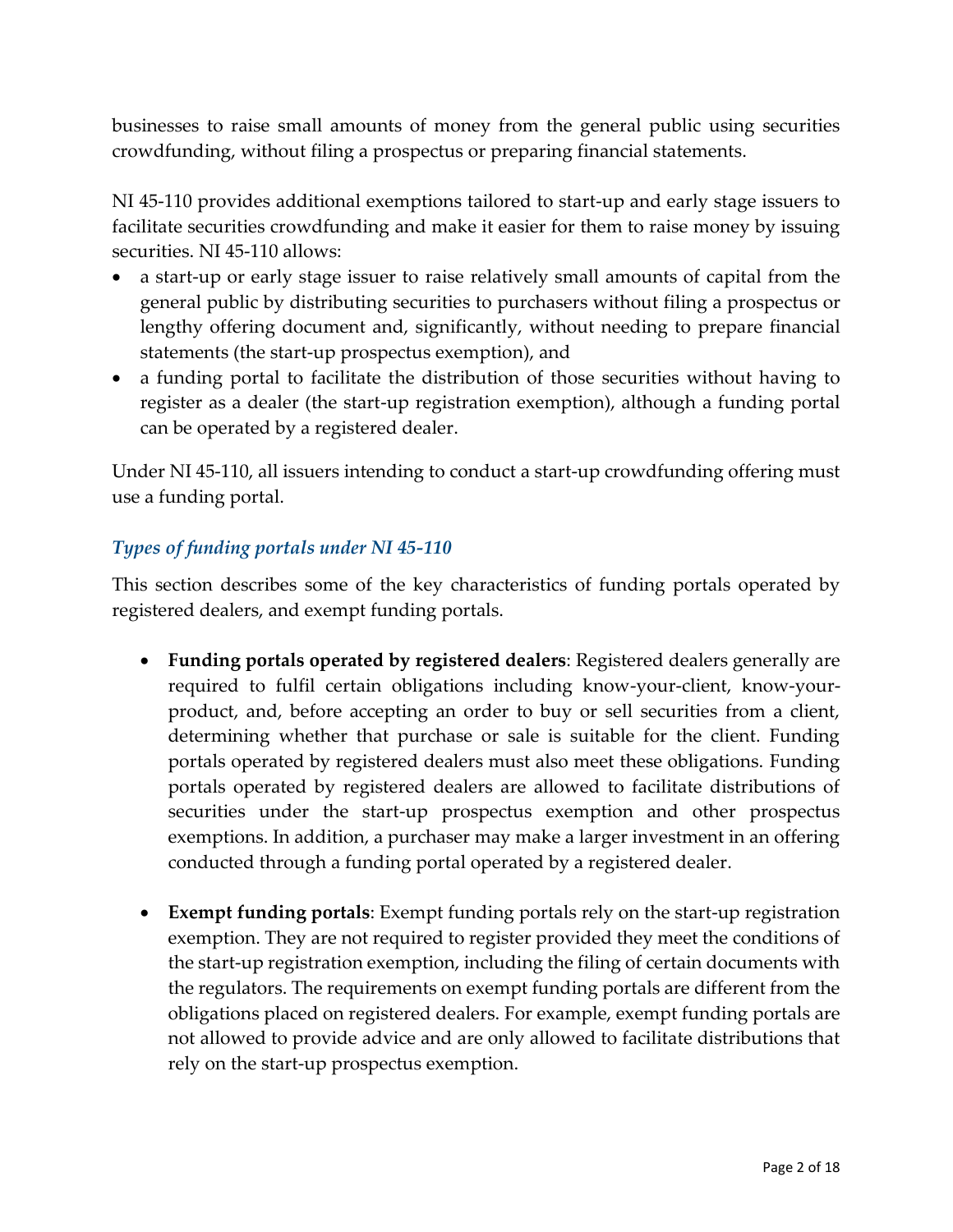businesses to raise small amounts of money from the general public using securities crowdfunding, without filing a prospectus or preparing financial statements.

NI 45-110 provides additional exemptions tailored to start-up and early stage issuers to facilitate securities crowdfunding and make it easier for them to raise money by issuing securities. NI 45-110 allows:

- a start-up or early stage issuer to raise relatively small amounts of capital from the general public by distributing securities to purchasers without filing a prospectus or lengthy offering document and, significantly, without needing to prepare financial statements (the start-up prospectus exemption), and
- a funding portal to facilitate the distribution of those securities without having to register as a dealer (the start-up registration exemption), although a funding portal can be operated by a registered dealer.

Under NI 45-110, all issuers intending to conduct a start-up crowdfunding offering must use a funding portal.

### *Types of funding portals under NI 45-110*

This section describes some of the key characteristics of funding portals operated by registered dealers, and exempt funding portals.

- **Funding portals operated by registered dealers**: Registered dealers generally are required to fulfil certain obligations including know-your-client, know-your-product, and, before accepting an order to buy or sell securities from a client, determining whether that purchase or sale is suitable for the client. Funding portals operated by registered dealers must also meet these obligations. Funding portals operated by registered dealers are allowed to facilitate distributions of securities under the start-up prospectus exemption and other prospectus exemptions. In addition, a purchaser may make a larger investment in an offering conducted through a funding portal operated by a registered dealer.

- **Exempt funding portals**: Exempt funding portals rely on the start-up registration exemption. They are not required to register provided they meet the conditions of the start-up registration exemption, including the filing of certain documents with the regulators. The requirements on exempt funding portals are different from the obligations placed on registered dealers. For example, exempt funding portals are not allowed to provide advice and are only allowed to facilitate distributions that rely on the start-up prospectus exemption.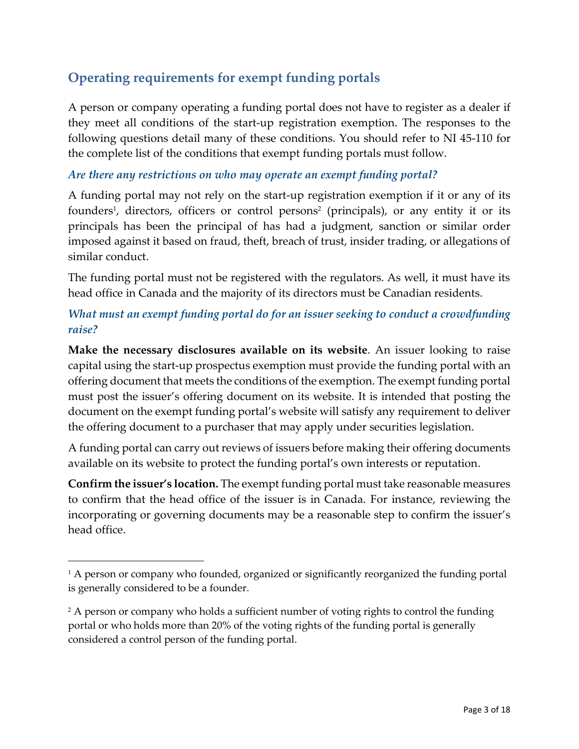## Operating requirements for exempt funding portals

A person or company operating a funding portal does not have to register as a dealer if they meet all conditions of the start-up registration exemption. The responses to the following questions detail many of these conditions. You should refer to NI 45-110 for the complete list of the conditions that exempt funding portals must follow.

### *Are there any restrictions on who may operate an exempt funding portal?*

A funding portal may not rely on the start-up registration exemption if it or any of its founders[1], directors, officers or control persons[2] (principals), or any entity it or its principals has been the principal of has had a judgment, sanction or similar order imposed against it based on fraud, theft, breach of trust, insider trading, or allegations of similar conduct.

The funding portal must not be registered with the regulators. As well, it must have its head office in Canada and the majority of its directors must be Canadian residents.

### *What must an exempt funding portal do for an issuer seeking to conduct a crowdfunding raise?*

**Make the necessary disclosures available on its website**. An issuer looking to raise capital using the start-up prospectus exemption must provide the funding portal with an offering document that meets the conditions of the exemption. The exempt funding portal must post the issuer's offering document on its website. It is intended that posting the document on the exempt funding portal's website will satisfy any requirement to deliver the offering document to a purchaser that may apply under securities legislation.

A funding portal can carry out reviews of issuers before making their offering documents available on its website to protect the funding portal's own interests or reputation.

**Confirm the issuer's location.** The exempt funding portal must take reasonable measures to confirm that the head office of the issuer is in Canada. For instance, reviewing the incorporating or governing documents may be a reasonable step to confirm the issuer's head office.

---

[1] A person or company who founded, organized or significantly reorganized the funding portal is generally considered to be a founder.

[2] A person or company who holds a sufficient number of voting rights to control the funding portal or who holds more than 20% of the voting rights of the funding portal is generally considered a control person of the funding portal.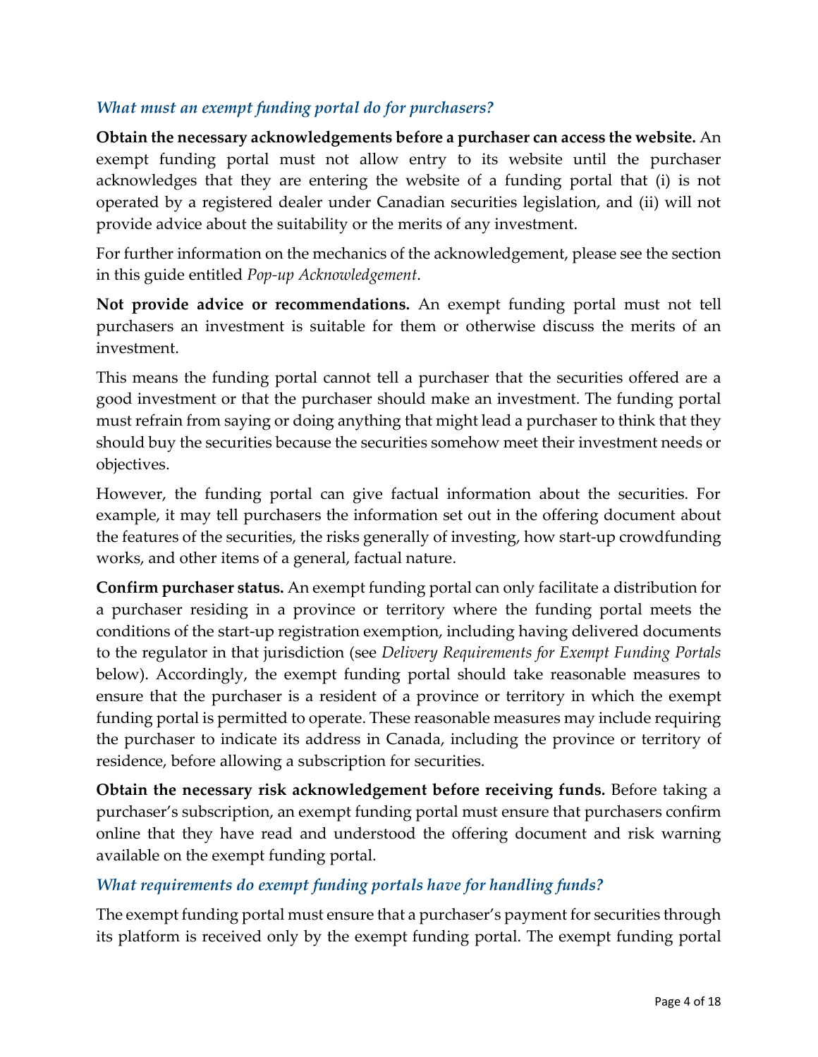### *What must an exempt funding portal do for purchasers?*

**Obtain the necessary acknowledgements before a purchaser can access the website.** An exempt funding portal must not allow entry to its website until the purchaser acknowledges that they are entering the website of a funding portal that (i) is not operated by a registered dealer under Canadian securities legislation, and (ii) will not provide advice about the suitability or the merits of any investment.

For further information on the mechanics of the acknowledgement, please see the section in this guide entitled *Pop-up Acknowledgement*.

**Not provide advice or recommendations.** An exempt funding portal must not tell purchasers an investment is suitable for them or otherwise discuss the merits of an investment.

This means the funding portal cannot tell a purchaser that the securities offered are a good investment or that the purchaser should make an investment. The funding portal must refrain from saying or doing anything that might lead a purchaser to think that they should buy the securities because the securities somehow meet their investment needs or objectives.

However, the funding portal can give factual information about the securities. For example, it may tell purchasers the information set out in the offering document about the features of the securities, the risks generally of investing, how start-up crowdfunding works, and other items of a general, factual nature.

**Confirm purchaser status.** An exempt funding portal can only facilitate a distribution for a purchaser residing in a province or territory where the funding portal meets the conditions of the start-up registration exemption, including having delivered documents to the regulator in that jurisdiction (see *Delivery Requirements for Exempt Funding Portals* below). Accordingly, the exempt funding portal should take reasonable measures to ensure that the purchaser is a resident of a province or territory in which the exempt funding portal is permitted to operate. These reasonable measures may include requiring the purchaser to indicate its address in Canada, including the province or territory of residence, before allowing a subscription for securities.

**Obtain the necessary risk acknowledgement before receiving funds.** Before taking a purchaser's subscription, an exempt funding portal must ensure that purchasers confirm online that they have read and understood the offering document and risk warning available on the exempt funding portal.

### *What requirements do exempt funding portals have for handling funds?*

The exempt funding portal must ensure that a purchaser's payment for securities through its platform is received only by the exempt funding portal. The exempt funding portal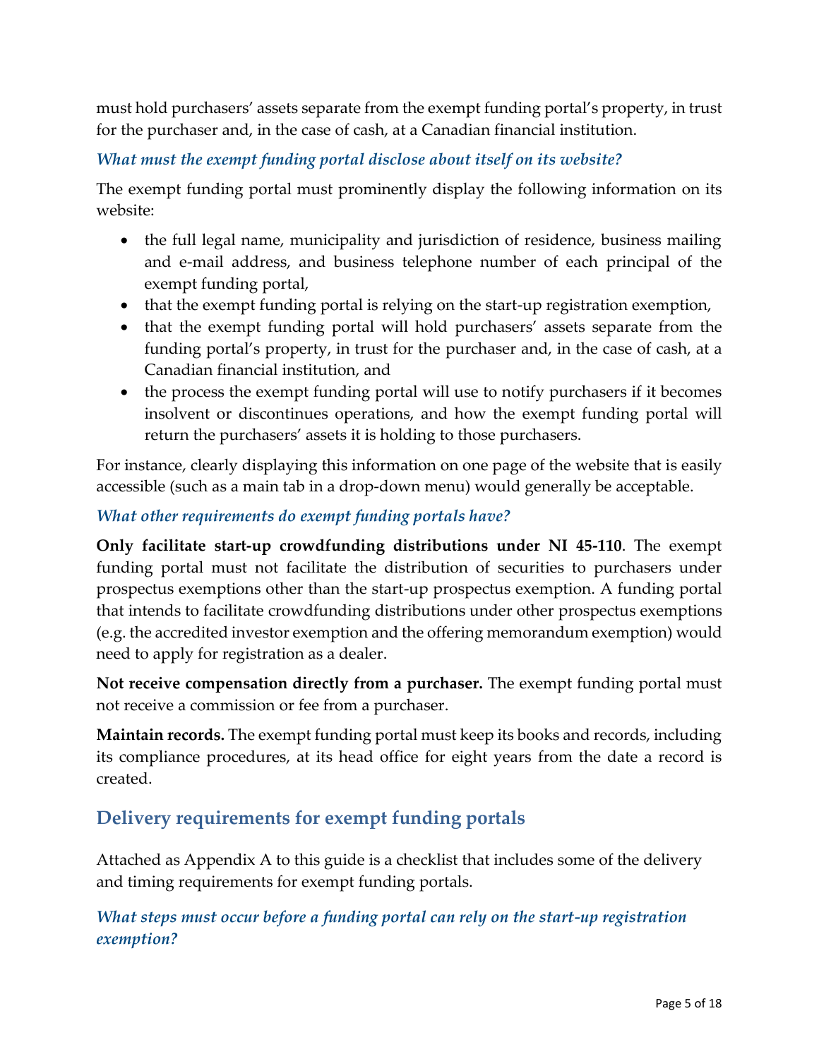must hold purchasers' assets separate from the exempt funding portal's property, in trust for the purchaser and, in the case of cash, at a Canadian financial institution.

### *What must the exempt funding portal disclose about itself on its website?*

The exempt funding portal must prominently display the following information on its website:

- the full legal name, municipality and jurisdiction of residence, business mailing and e-mail address, and business telephone number of each principal of the exempt funding portal,
- that the exempt funding portal is relying on the start-up registration exemption,
- that the exempt funding portal will hold purchasers' assets separate from the funding portal's property, in trust for the purchaser and, in the case of cash, at a Canadian financial institution, and
- the process the exempt funding portal will use to notify purchasers if it becomes insolvent or discontinues operations, and how the exempt funding portal will return the purchasers' assets it is holding to those purchasers.

For instance, clearly displaying this information on one page of the website that is easily accessible (such as a main tab in a drop-down menu) would generally be acceptable.

### *What other requirements do exempt funding portals have?*

**Only facilitate start-up crowdfunding distributions under NI 45-110**. The exempt funding portal must not facilitate the distribution of securities to purchasers under prospectus exemptions other than the start-up prospectus exemption. A funding portal that intends to facilitate crowdfunding distributions under other prospectus exemptions (e.g. the accredited investor exemption and the offering memorandum exemption) would need to apply for registration as a dealer.

**Not receive compensation directly from a purchaser.** The exempt funding portal must not receive a commission or fee from a purchaser.

**Maintain records.** The exempt funding portal must keep its books and records, including its compliance procedures, at its head office for eight years from the date a record is created.

## Delivery requirements for exempt funding portals

Attached as Appendix A to this guide is a checklist that includes some of the delivery and timing requirements for exempt funding portals.

### *What steps must occur before a funding portal can rely on the start-up registration exemption?*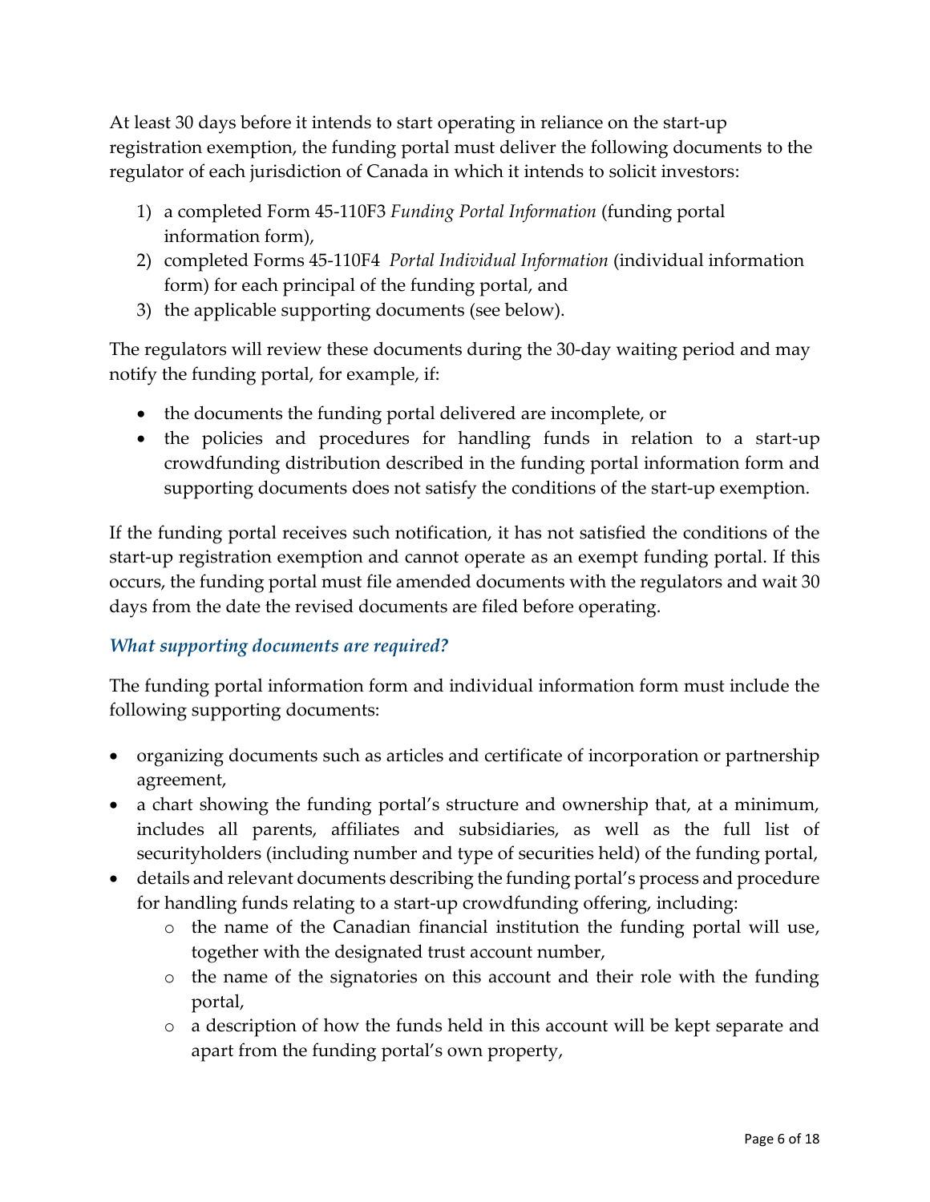At least 30 days before it intends to start operating in reliance on the start-up registration exemption, the funding portal must deliver the following documents to the regulator of each jurisdiction of Canada in which it intends to solicit investors:

1) a completed Form 45-110F3 *Funding Portal Information* (funding portal information form),
2) completed Forms 45-110F4 *Portal Individual Information* (individual information form) for each principal of the funding portal, and
3) the applicable supporting documents (see below).

The regulators will review these documents during the 30-day waiting period and may notify the funding portal, for example, if:

- the documents the funding portal delivered are incomplete, or
- the policies and procedures for handling funds in relation to a start-up crowdfunding distribution described in the funding portal information form and supporting documents does not satisfy the conditions of the start-up exemption.

If the funding portal receives such notification, it has not satisfied the conditions of the start-up registration exemption and cannot operate as an exempt funding portal. If this occurs, the funding portal must file amended documents with the regulators and wait 30 days from the date the revised documents are filed before operating.

### *What supporting documents are required?*

The funding portal information form and individual information form must include the following supporting documents:

- organizing documents such as articles and certificate of incorporation or partnership agreement,
- a chart showing the funding portal's structure and ownership that, at a minimum, includes all parents, affiliates and subsidiaries, as well as the full list of securityholders (including number and type of securities held) of the funding portal,
- details and relevant documents describing the funding portal's process and procedure for handling funds relating to a start-up crowdfunding offering, including:
  - the name of the Canadian financial institution the funding portal will use, together with the designated trust account number,
  - the name of the signatories on this account and their role with the funding portal,
  - a description of how the funds held in this account will be kept separate and apart from the funding portal's own property,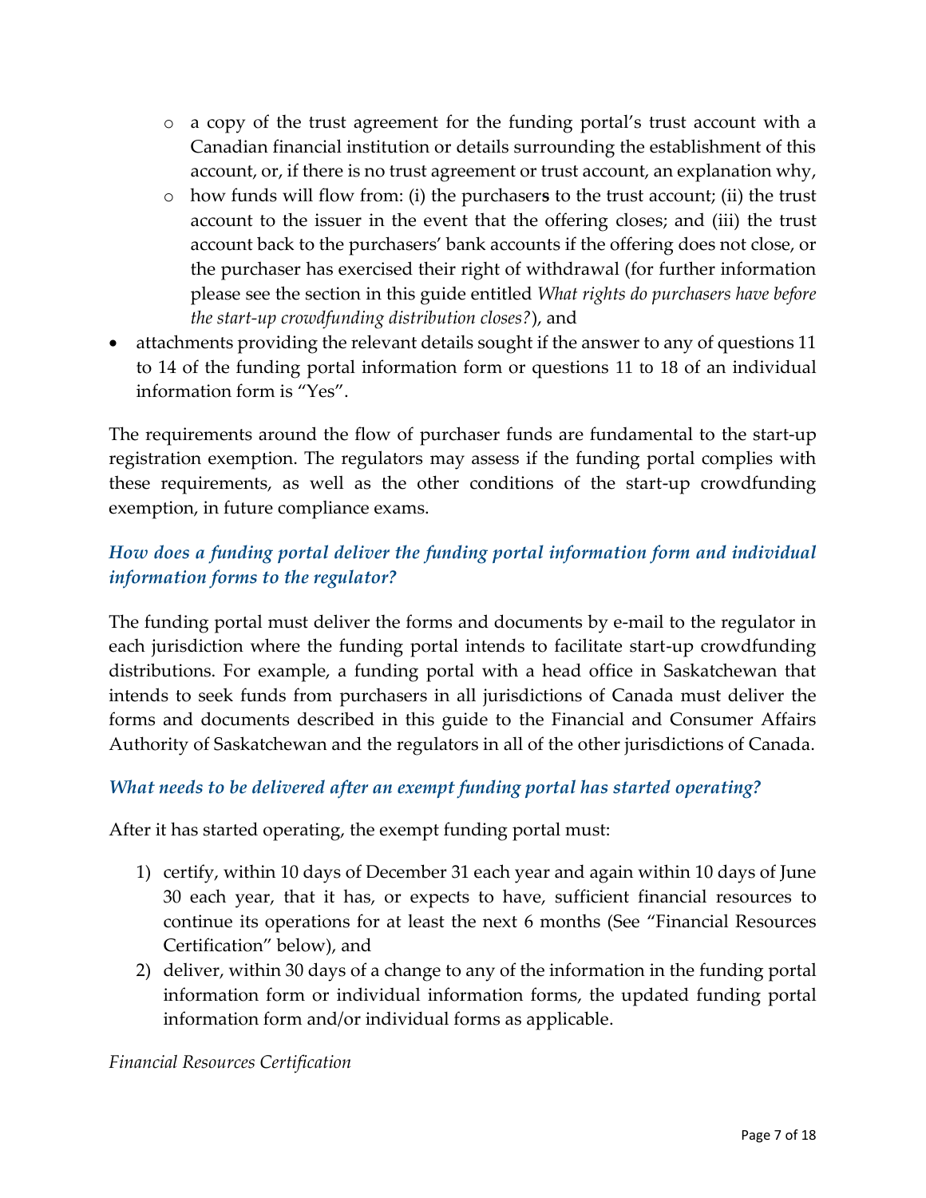- a copy of the trust agreement for the funding portal's trust account with a Canadian financial institution or details surrounding the establishment of this account, or, if there is no trust agreement or trust account, an explanation why,
  - how funds will flow from: (i) the purchaser**s** to the trust account; (ii) the trust account to the issuer in the event that the offering closes; and (iii) the trust account back to the purchasers' bank accounts if the offering does not close, or the purchaser has exercised their right of withdrawal (for further information please see the section in this guide entitled *What rights do purchasers have before the start-up crowdfunding distribution closes?*), and
- attachments providing the relevant details sought if the answer to any of questions 11 to 14 of the funding portal information form or questions 11 to 18 of an individual information form is "Yes".

The requirements around the flow of purchaser funds are fundamental to the start-up registration exemption. The regulators may assess if the funding portal complies with these requirements, as well as the other conditions of the start-up crowdfunding exemption, in future compliance exams.

### *How does a funding portal deliver the funding portal information form and individual information forms to the regulator?*

The funding portal must deliver the forms and documents by e-mail to the regulator in each jurisdiction where the funding portal intends to facilitate start-up crowdfunding distributions. For example, a funding portal with a head office in Saskatchewan that intends to seek funds from purchasers in all jurisdictions of Canada must deliver the forms and documents described in this guide to the Financial and Consumer Affairs Authority of Saskatchewan and the regulators in all of the other jurisdictions of Canada.

### *What needs to be delivered after an exempt funding portal has started operating?*

After it has started operating, the exempt funding portal must:

1) certify, within 10 days of December 31 each year and again within 10 days of June 30 each year, that it has, or expects to have, sufficient financial resources to continue its operations for at least the next 6 months (See "Financial Resources Certification" below), and
2) deliver, within 30 days of a change to any of the information in the funding portal information form or individual information forms, the updated funding portal information form and/or individual forms as applicable.

*Financial Resources Certification*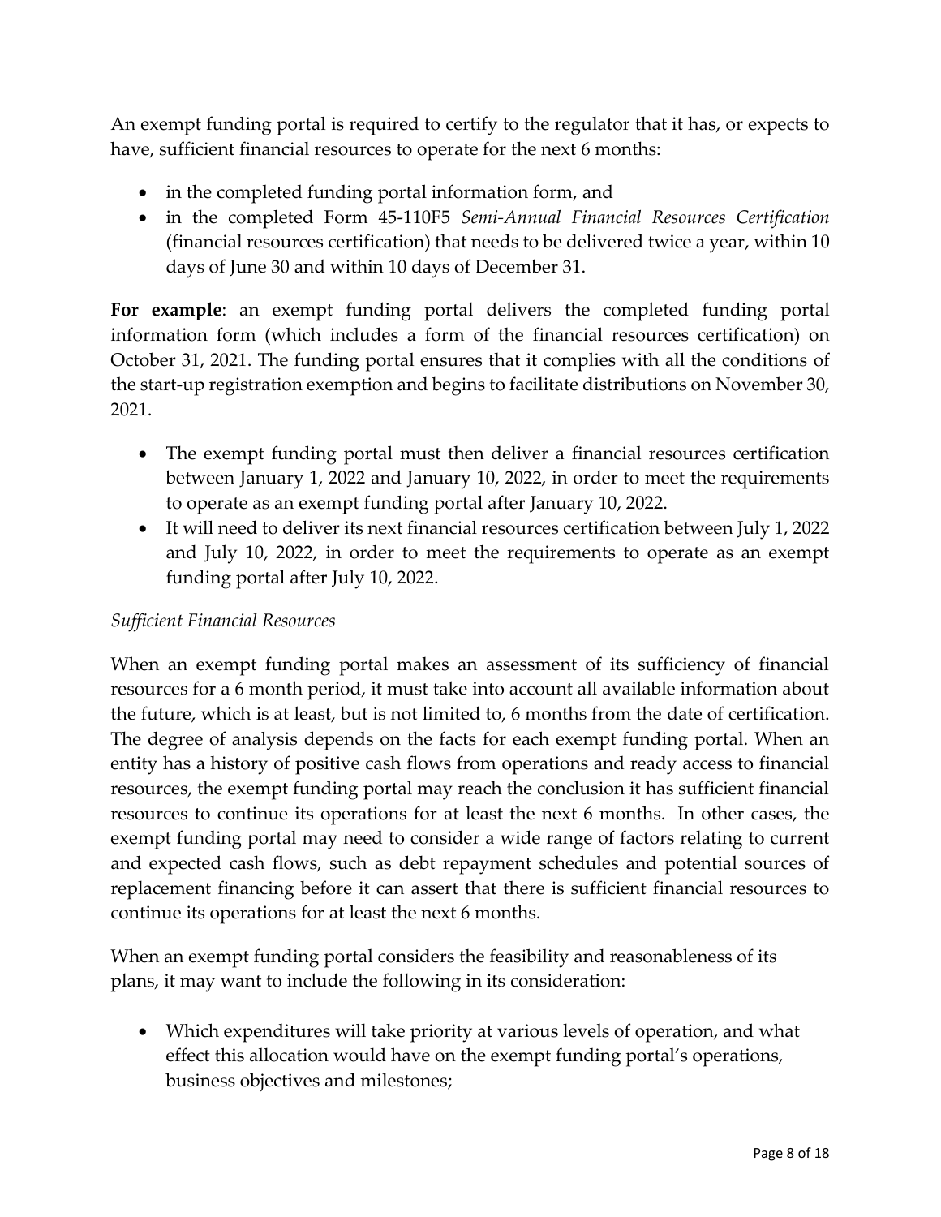An exempt funding portal is required to certify to the regulator that it has, or expects to have, sufficient financial resources to operate for the next 6 months:

- in the completed funding portal information form, and
- in the completed Form 45-110F5 *Semi-Annual Financial Resources Certification* (financial resources certification) that needs to be delivered twice a year, within 10 days of June 30 and within 10 days of December 31.

**For example**: an exempt funding portal delivers the completed funding portal information form (which includes a form of the financial resources certification) on October 31, 2021. The funding portal ensures that it complies with all the conditions of the start-up registration exemption and begins to facilitate distributions on November 30, 2021.

- The exempt funding portal must then deliver a financial resources certification between January 1, 2022 and January 10, 2022, in order to meet the requirements to operate as an exempt funding portal after January 10, 2022.
- It will need to deliver its next financial resources certification between July 1, 2022 and July 10, 2022, in order to meet the requirements to operate as an exempt funding portal after July 10, 2022.

*Sufficient Financial Resources*

When an exempt funding portal makes an assessment of its sufficiency of financial resources for a 6 month period, it must take into account all available information about the future, which is at least, but is not limited to, 6 months from the date of certification. The degree of analysis depends on the facts for each exempt funding portal. When an entity has a history of positive cash flows from operations and ready access to financial resources, the exempt funding portal may reach the conclusion it has sufficient financial resources to continue its operations for at least the next 6 months. In other cases, the exempt funding portal may need to consider a wide range of factors relating to current and expected cash flows, such as debt repayment schedules and potential sources of replacement financing before it can assert that there is sufficient financial resources to continue its operations for at least the next 6 months.

When an exempt funding portal considers the feasibility and reasonableness of its plans, it may want to include the following in its consideration:

- Which expenditures will take priority at various levels of operation, and what effect this allocation would have on the exempt funding portal's operations, business objectives and milestones;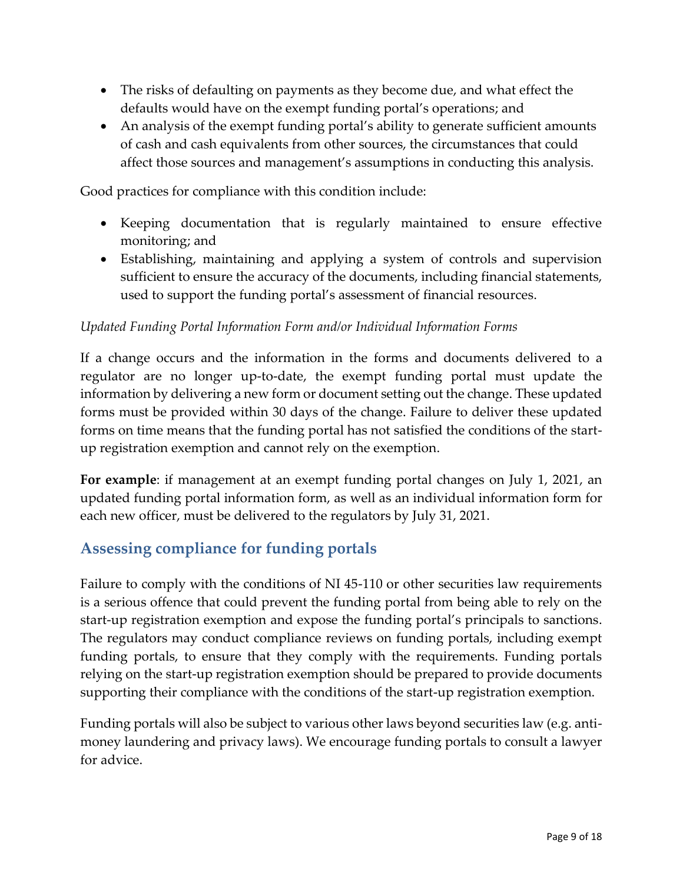- The risks of defaulting on payments as they become due, and what effect the defaults would have on the exempt funding portal's operations; and
- An analysis of the exempt funding portal's ability to generate sufficient amounts of cash and cash equivalents from other sources, the circumstances that could affect those sources and management's assumptions in conducting this analysis.

Good practices for compliance with this condition include:

- Keeping documentation that is regularly maintained to ensure effective monitoring; and
- Establishing, maintaining and applying a system of controls and supervision sufficient to ensure the accuracy of the documents, including financial statements, used to support the funding portal's assessment of financial resources.

*Updated Funding Portal Information Form and/or Individual Information Forms*

If a change occurs and the information in the forms and documents delivered to a regulator are no longer up-to-date, the exempt funding portal must update the information by delivering a new form or document setting out the change. These updated forms must be provided within 30 days of the change. Failure to deliver these updated forms on time means that the funding portal has not satisfied the conditions of the start-up registration exemption and cannot rely on the exemption.

**For example**: if management at an exempt funding portal changes on July 1, 2021, an updated funding portal information form, as well as an individual information form for each new officer, must be delivered to the regulators by July 31, 2021.

## Assessing compliance for funding portals

Failure to comply with the conditions of NI 45-110 or other securities law requirements is a serious offence that could prevent the funding portal from being able to rely on the start-up registration exemption and expose the funding portal's principals to sanctions. The regulators may conduct compliance reviews on funding portals, including exempt funding portals, to ensure that they comply with the requirements. Funding portals relying on the start-up registration exemption should be prepared to provide documents supporting their compliance with the conditions of the start-up registration exemption.

Funding portals will also be subject to various other laws beyond securities law (e.g. anti-money laundering and privacy laws). We encourage funding portals to consult a lawyer for advice.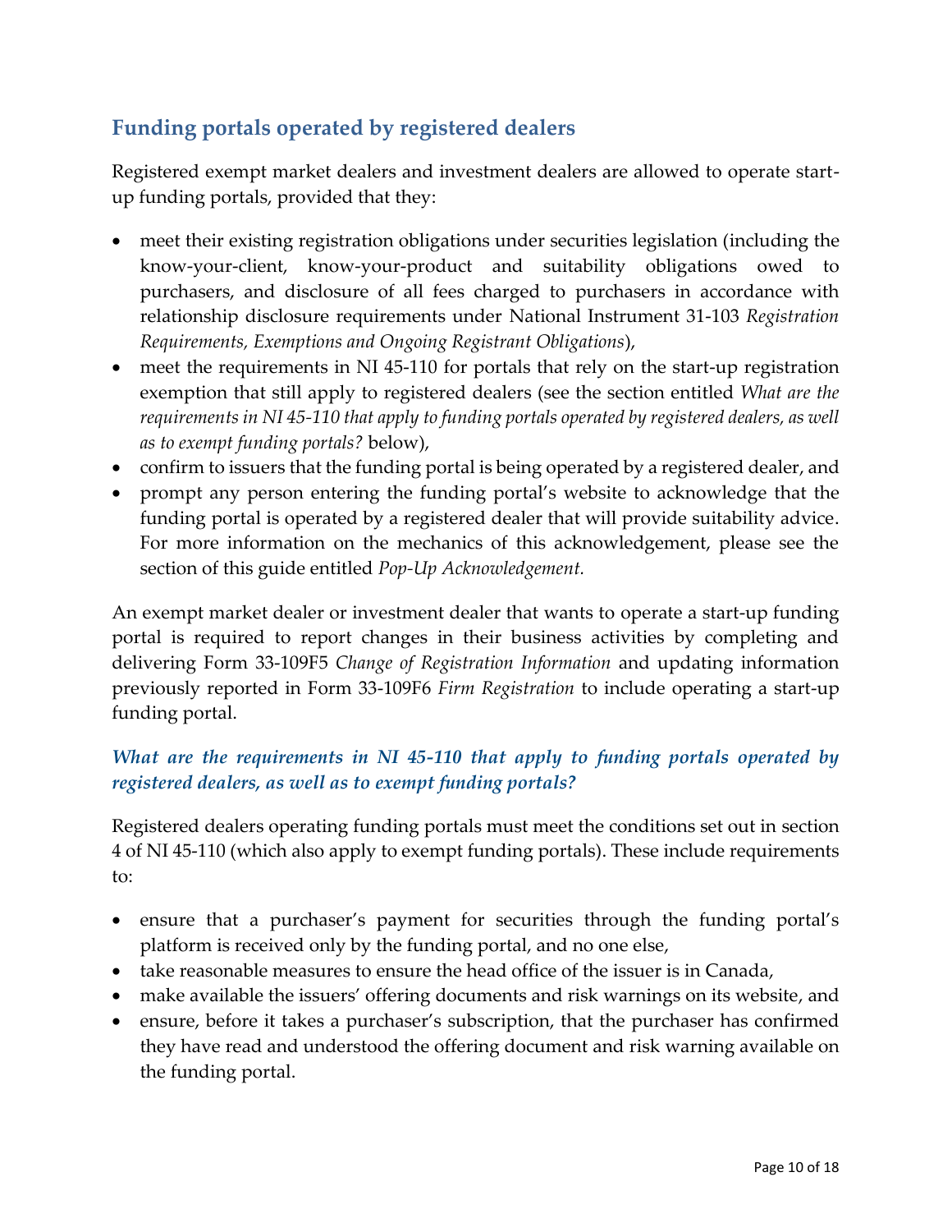## Funding portals operated by registered dealers

Registered exempt market dealers and investment dealers are allowed to operate start-up funding portals, provided that they:

- meet their existing registration obligations under securities legislation (including the know-your-client, know-your-product and suitability obligations owed to purchasers, and disclosure of all fees charged to purchasers in accordance with relationship disclosure requirements under National Instrument 31-103 *Registration Requirements, Exemptions and Ongoing Registrant Obligations*),
- meet the requirements in NI 45-110 for portals that rely on the start-up registration exemption that still apply to registered dealers (see the section entitled *What are the requirements in NI 45-110 that apply to funding portals operated by registered dealers, as well as to exempt funding portals?* below),
- confirm to issuers that the funding portal is being operated by a registered dealer, and
- prompt any person entering the funding portal's website to acknowledge that the funding portal is operated by a registered dealer that will provide suitability advice. For more information on the mechanics of this acknowledgement, please see the section of this guide entitled *Pop-Up Acknowledgement.*

An exempt market dealer or investment dealer that wants to operate a start-up funding portal is required to report changes in their business activities by completing and delivering Form 33-109F5 *Change of Registration Information* and updating information previously reported in Form 33-109F6 *Firm Registration* to include operating a start-up funding portal.

### *What are the requirements in NI 45-110 that apply to funding portals operated by registered dealers, as well as to exempt funding portals?*

Registered dealers operating funding portals must meet the conditions set out in section 4 of NI 45-110 (which also apply to exempt funding portals). These include requirements to:

- ensure that a purchaser's payment for securities through the funding portal's platform is received only by the funding portal, and no one else,
- take reasonable measures to ensure the head office of the issuer is in Canada,
- make available the issuers' offering documents and risk warnings on its website, and
- ensure, before it takes a purchaser's subscription, that the purchaser has confirmed they have read and understood the offering document and risk warning available on the funding portal.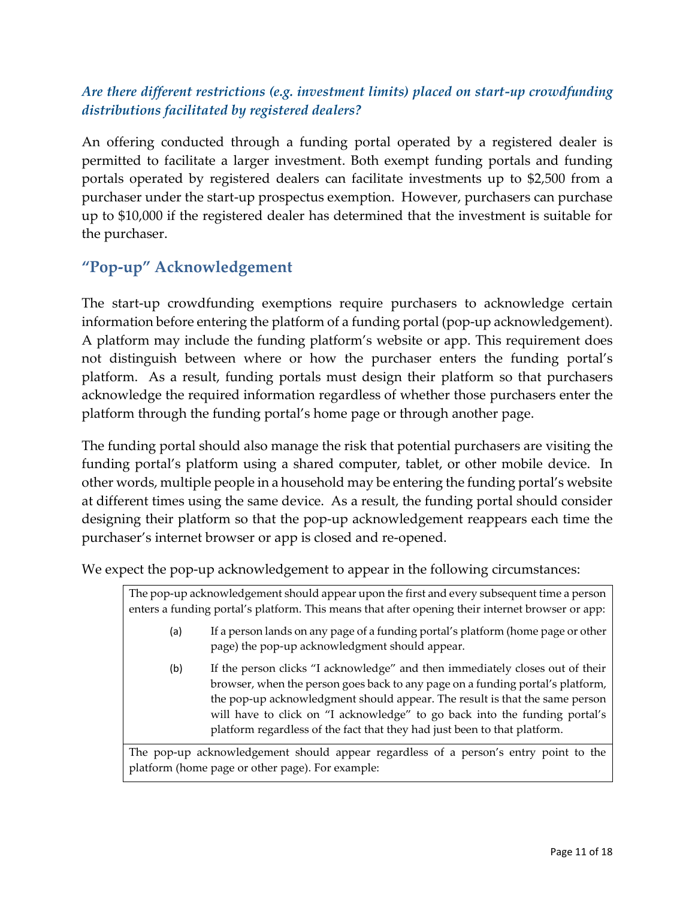### *Are there different restrictions (e.g. investment limits) placed on start-up crowdfunding distributions facilitated by registered dealers?*

An offering conducted through a funding portal operated by a registered dealer is permitted to facilitate a larger investment. Both exempt funding portals and funding portals operated by registered dealers can facilitate investments up to $2,500 from a purchaser under the start-up prospectus exemption. However, purchasers can purchase up to $10,000 if the registered dealer has determined that the investment is suitable for the purchaser.

## "Pop-up" Acknowledgement

The start-up crowdfunding exemptions require purchasers to acknowledge certain information before entering the platform of a funding portal (pop-up acknowledgement). A platform may include the funding platform's website or app. This requirement does not distinguish between where or how the purchaser enters the funding portal's platform. As a result, funding portals must design their platform so that purchasers acknowledge the required information regardless of whether those purchasers enter the platform through the funding portal's home page or through another page.

The funding portal should also manage the risk that potential purchasers are visiting the funding portal's platform using a shared computer, tablet, or other mobile device. In other words, multiple people in a household may be entering the funding portal's website at different times using the same device. As a result, the funding portal should consider designing their platform so that the pop-up acknowledgement reappears each time the purchaser's internet browser or app is closed and re-opened.

We expect the pop-up acknowledgement to appear in the following circumstances:

| |
|---|
| The pop-up acknowledgement should appear upon the first and every subsequent time a person enters a funding portal's platform. This means that after opening their internet browser or app:<br>(a) If a person lands on any page of a funding portal's platform (home page or other page) the pop-up acknowledgment should appear.<br>(b) If the person clicks "I acknowledge" and then immediately closes out of their browser, when the person goes back to any page on a funding portal's platform, the pop-up acknowledgment should appear. The result is that the same person will have to click on "I acknowledge" to go back into the funding portal's platform regardless of the fact that they had just been to that platform. |
| The pop-up acknowledgement should appear regardless of a person's entry point to the platform (home page or other page). For example: |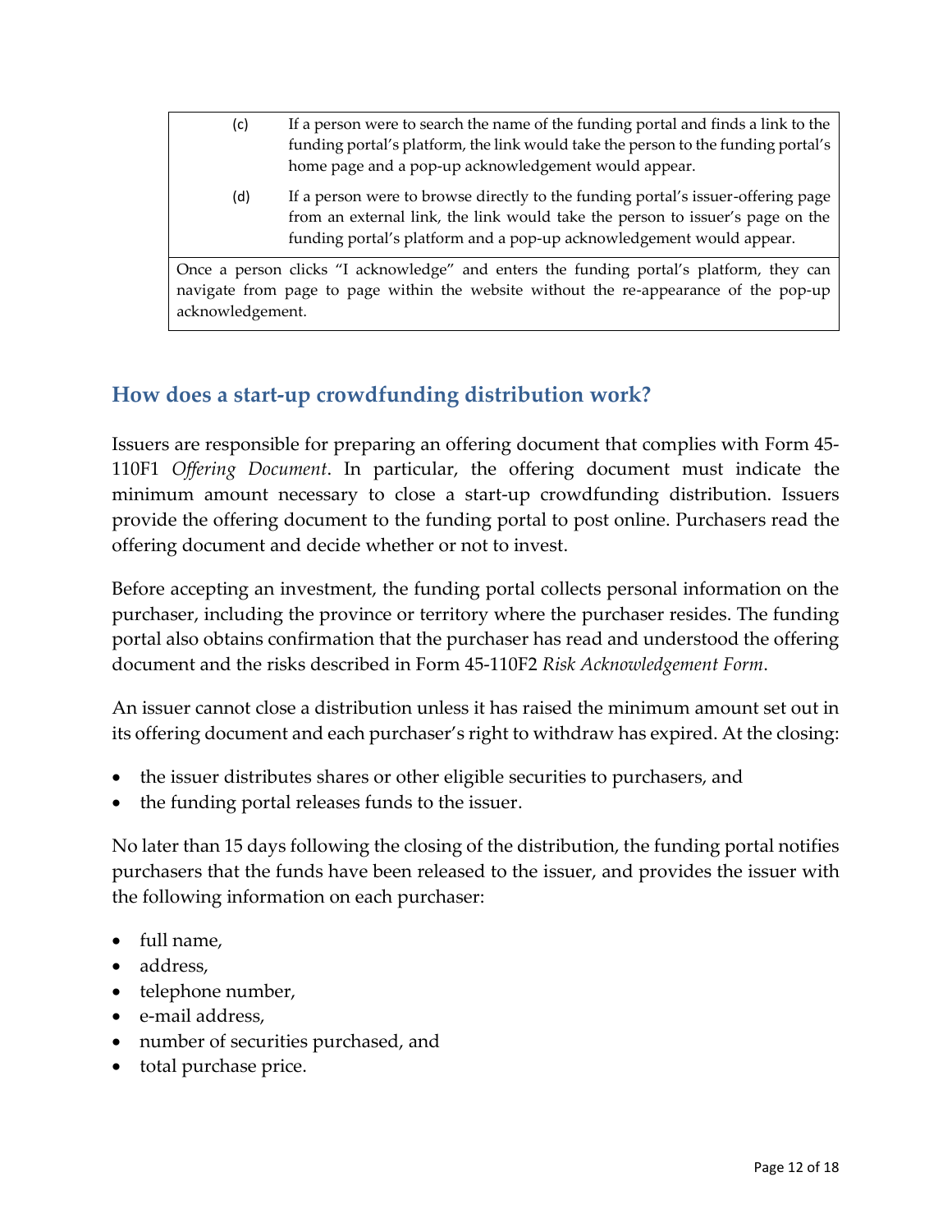(c) If a person were to search the name of the funding portal and finds a link to the funding portal's platform, the link would take the person to the funding portal's home page and a pop-up acknowledgement would appear.

(d) If a person were to browse directly to the funding portal's issuer-offering page from an external link, the link would take the person to issuer's page on the funding portal's platform and a pop-up acknowledgement would appear.

Once a person clicks "I acknowledge" and enters the funding portal's platform, they can navigate from page to page within the website without the re-appearance of the pop-up acknowledgement.

## How does a start-up crowdfunding distribution work?

Issuers are responsible for preparing an offering document that complies with Form 45-110F1 *Offering Document*. In particular, the offering document must indicate the minimum amount necessary to close a start-up crowdfunding distribution. Issuers provide the offering document to the funding portal to post online. Purchasers read the offering document and decide whether or not to invest.

Before accepting an investment, the funding portal collects personal information on the purchaser, including the province or territory where the purchaser resides. The funding portal also obtains confirmation that the purchaser has read and understood the offering document and the risks described in Form 45-110F2 *Risk Acknowledgement Form*.

An issuer cannot close a distribution unless it has raised the minimum amount set out in its offering document and each purchaser's right to withdraw has expired. At the closing:

- the issuer distributes shares or other eligible securities to purchasers, and
- the funding portal releases funds to the issuer.

No later than 15 days following the closing of the distribution, the funding portal notifies purchasers that the funds have been released to the issuer, and provides the issuer with the following information on each purchaser:

- full name,
- address,
- telephone number,
- e-mail address,
- number of securities purchased, and
- total purchase price.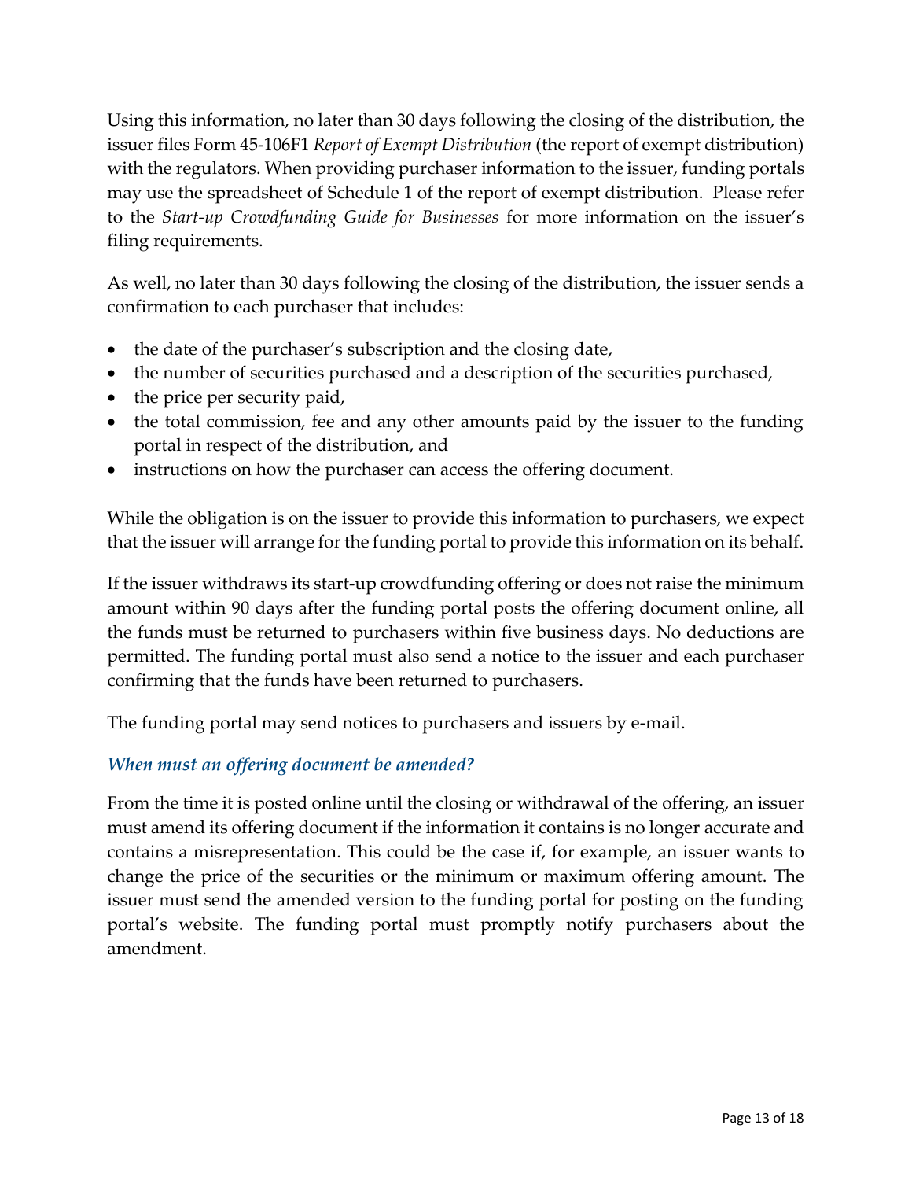Using this information, no later than 30 days following the closing of the distribution, the issuer files Form 45-106F1 *Report of Exempt Distribution* (the report of exempt distribution) with the regulators. When providing purchaser information to the issuer, funding portals may use the spreadsheet of Schedule 1 of the report of exempt distribution. Please refer to the *Start-up Crowdfunding Guide for Businesses* for more information on the issuer's filing requirements.

As well, no later than 30 days following the closing of the distribution, the issuer sends a confirmation to each purchaser that includes:

- the date of the purchaser's subscription and the closing date,
- the number of securities purchased and a description of the securities purchased,
- the price per security paid,
- the total commission, fee and any other amounts paid by the issuer to the funding portal in respect of the distribution, and
- instructions on how the purchaser can access the offering document.

While the obligation is on the issuer to provide this information to purchasers, we expect that the issuer will arrange for the funding portal to provide this information on its behalf.

If the issuer withdraws its start-up crowdfunding offering or does not raise the minimum amount within 90 days after the funding portal posts the offering document online, all the funds must be returned to purchasers within five business days. No deductions are permitted. The funding portal must also send a notice to the issuer and each purchaser confirming that the funds have been returned to purchasers.

The funding portal may send notices to purchasers and issuers by e-mail.

### *When must an offering document be amended?*

From the time it is posted online until the closing or withdrawal of the offering, an issuer must amend its offering document if the information it contains is no longer accurate and contains a misrepresentation. This could be the case if, for example, an issuer wants to change the price of the securities or the minimum or maximum offering amount. The issuer must send the amended version to the funding portal for posting on the funding portal's website. The funding portal must promptly notify purchasers about the amendment.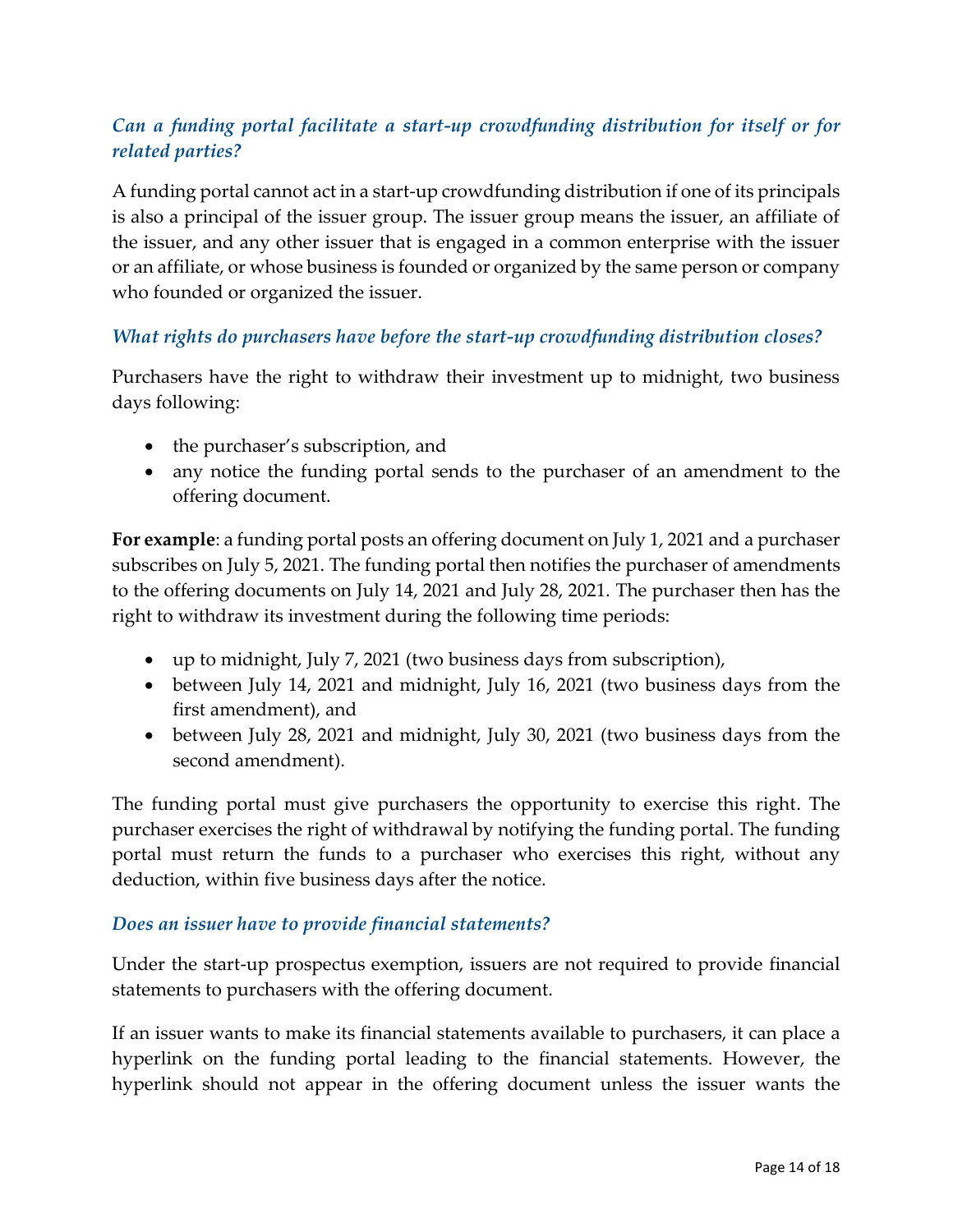### *Can a funding portal facilitate a start-up crowdfunding distribution for itself or for related parties?*

A funding portal cannot act in a start-up crowdfunding distribution if one of its principals is also a principal of the issuer group. The issuer group means the issuer, an affiliate of the issuer, and any other issuer that is engaged in a common enterprise with the issuer or an affiliate, or whose business is founded or organized by the same person or company who founded or organized the issuer.

### *What rights do purchasers have before the start-up crowdfunding distribution closes?*

Purchasers have the right to withdraw their investment up to midnight, two business days following:

- the purchaser's subscription, and
- any notice the funding portal sends to the purchaser of an amendment to the offering document.

**For example**: a funding portal posts an offering document on July 1, 2021 and a purchaser subscribes on July 5, 2021. The funding portal then notifies the purchaser of amendments to the offering documents on July 14, 2021 and July 28, 2021. The purchaser then has the right to withdraw its investment during the following time periods:

- up to midnight, July 7, 2021 (two business days from subscription),
- between July 14, 2021 and midnight, July 16, 2021 (two business days from the first amendment), and
- between July 28, 2021 and midnight, July 30, 2021 (two business days from the second amendment).

The funding portal must give purchasers the opportunity to exercise this right. The purchaser exercises the right of withdrawal by notifying the funding portal. The funding portal must return the funds to a purchaser who exercises this right, without any deduction, within five business days after the notice.

### *Does an issuer have to provide financial statements?*

Under the start-up prospectus exemption, issuers are not required to provide financial statements to purchasers with the offering document.

If an issuer wants to make its financial statements available to purchasers, it can place a hyperlink on the funding portal leading to the financial statements. However, the hyperlink should not appear in the offering document unless the issuer wants the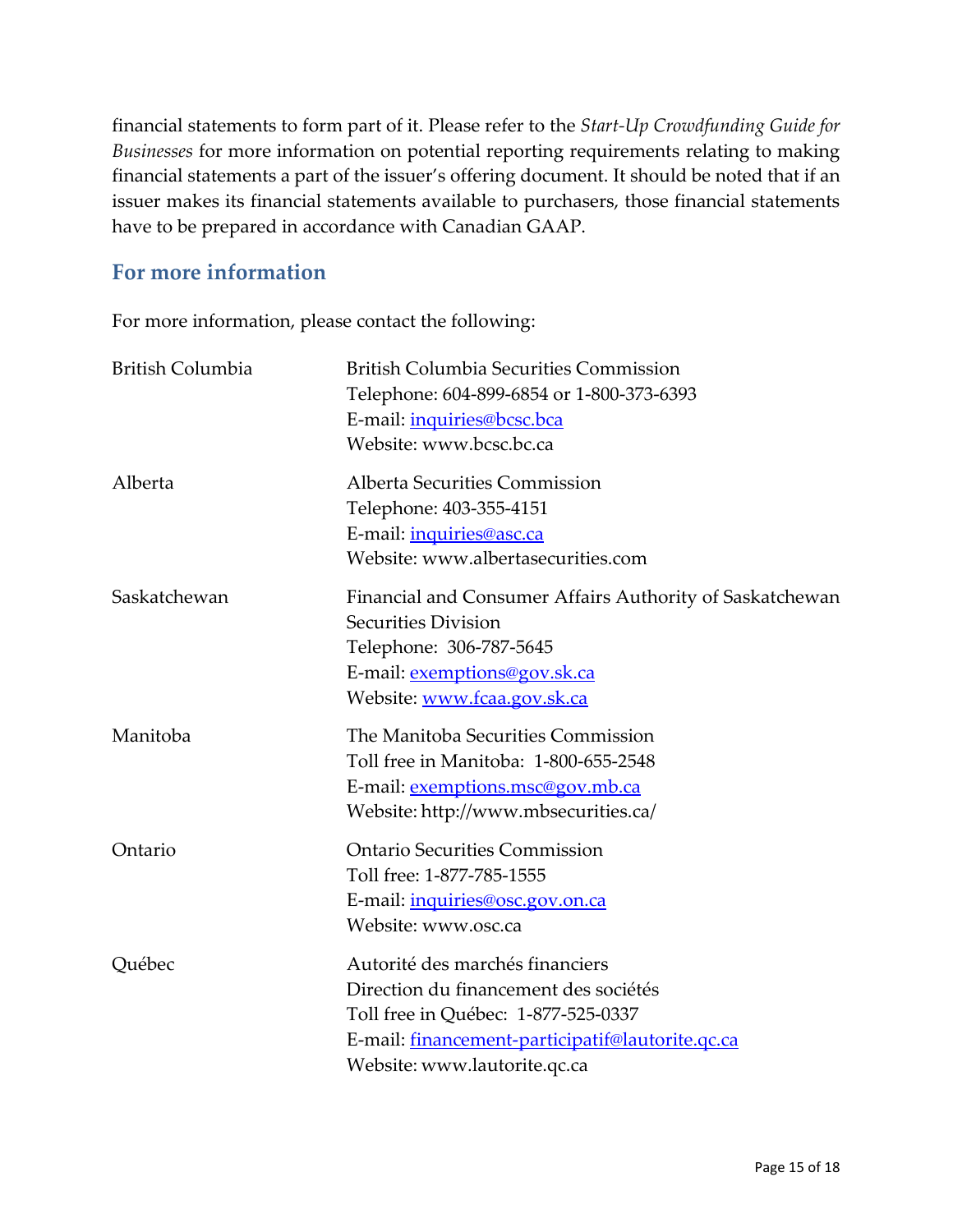financial statements to form part of it. Please refer to the *Start-Up Crowdfunding Guide for Businesses* for more information on potential reporting requirements relating to making financial statements a part of the issuer's offering document. It should be noted that if an issuer makes its financial statements available to purchasers, those financial statements have to be prepared in accordance with Canadian GAAP.

## For more information

For more information, please contact the following:

| | |
|---|---|
| British Columbia | British Columbia Securities Commission<br>Telephone: 604-899-6854 or 1-800-373-6393<br>E-mail: inquiries@bcsc.bca<br>Website: www.bcsc.bc.ca |
| Alberta | Alberta Securities Commission<br>Telephone: 403-355-4151<br>E-mail: inquiries@asc.ca<br>Website: www.albertasecurities.com |
| Saskatchewan | Financial and Consumer Affairs Authority of Saskatchewan<br>Securities Division<br>Telephone: 306-787-5645<br>E-mail: exemptions@gov.sk.ca<br>Website: www.fcaa.gov.sk.ca |
| Manitoba | The Manitoba Securities Commission<br>Toll free in Manitoba: 1-800-655-2548<br>E-mail: exemptions.msc@gov.mb.ca<br>Website: http://www.mbsecurities.ca/ |
| Ontario | Ontario Securities Commission<br>Toll free: 1-877-785-1555<br>E-mail: inquiries@osc.gov.on.ca<br>Website: www.osc.ca |
| Québec | Autorité des marchés financiers<br>Direction du financement des sociétés<br>Toll free in Québec: 1-877-525-0337<br>E-mail: financement-participatif@lautorite.qc.ca<br>Website: www.lautorite.qc.ca |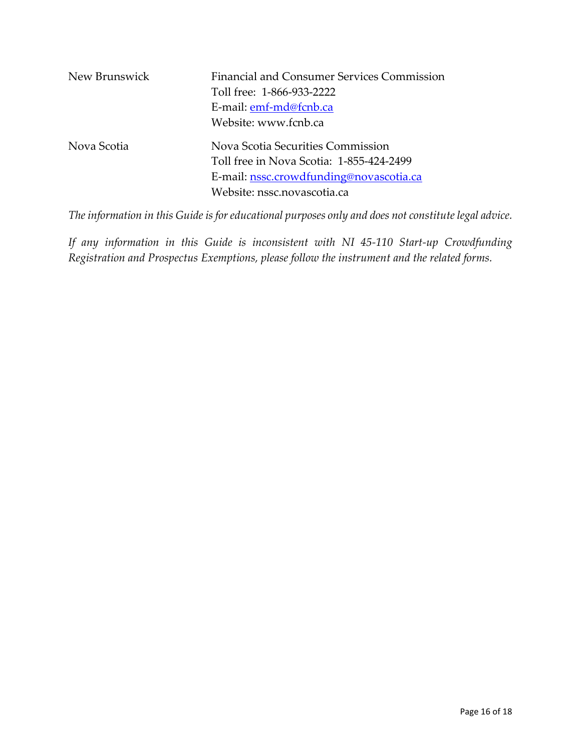| | |
|---|---|
| New Brunswick | Financial and Consumer Services Commission<br>Toll free: 1-866-933-2222<br>E-mail: emf-md@fcnb.ca<br>Website: www.fcnb.ca |
| Nova Scotia | Nova Scotia Securities Commission<br>Toll free in Nova Scotia: 1-855-424-2499<br>E-mail: nssc.crowdfunding@novascotia.ca<br>Website: nssc.novascotia.ca |

*The information in this Guide is for educational purposes only and does not constitute legal advice.*

*If any information in this Guide is inconsistent with NI 45-110 Start-up Crowdfunding Registration and Prospectus Exemptions, please follow the instrument and the related forms.*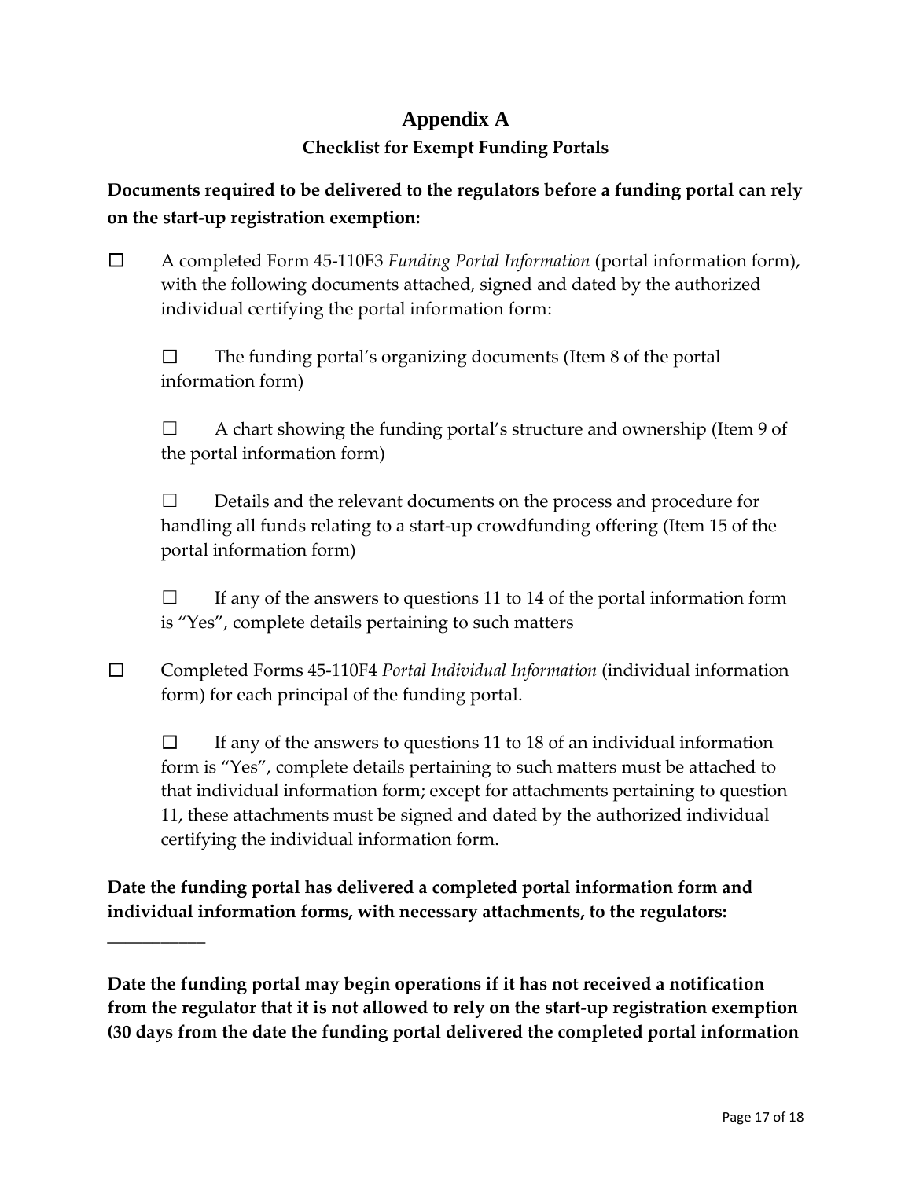# Appendix A

## Checklist for Exempt Funding Portals

**Documents required to be delivered to the regulators before a funding portal can rely on the start-up registration exemption:**

☐ A completed Form 45-110F3 *Funding Portal Information* (portal information form), with the following documents attached, signed and dated by the authorized individual certifying the portal information form:

☐ The funding portal's organizing documents (Item 8 of the portal information form)

☐ A chart showing the funding portal's structure and ownership (Item 9 of the portal information form)

☐ Details and the relevant documents on the process and procedure for handling all funds relating to a start-up crowdfunding offering (Item 15 of the portal information form)

☐ If any of the answers to questions 11 to 14 of the portal information form is "Yes", complete details pertaining to such matters

☐ Completed Forms 45-110F4 *Portal Individual Information* (individual information form) for each principal of the funding portal.

☐ If any of the answers to questions 11 to 18 of an individual information form is "Yes", complete details pertaining to such matters must be attached to that individual information form; except for attachments pertaining to question 11, these attachments must be signed and dated by the authorized individual certifying the individual information form.

**Date the funding portal has delivered a completed portal information form and individual information forms, with necessary attachments, to the regulators:**

___________

**Date the funding portal may begin operations if it has not received a notification from the regulator that it is not allowed to rely on the start-up registration exemption (30 days from the date the funding portal delivered the completed portal information**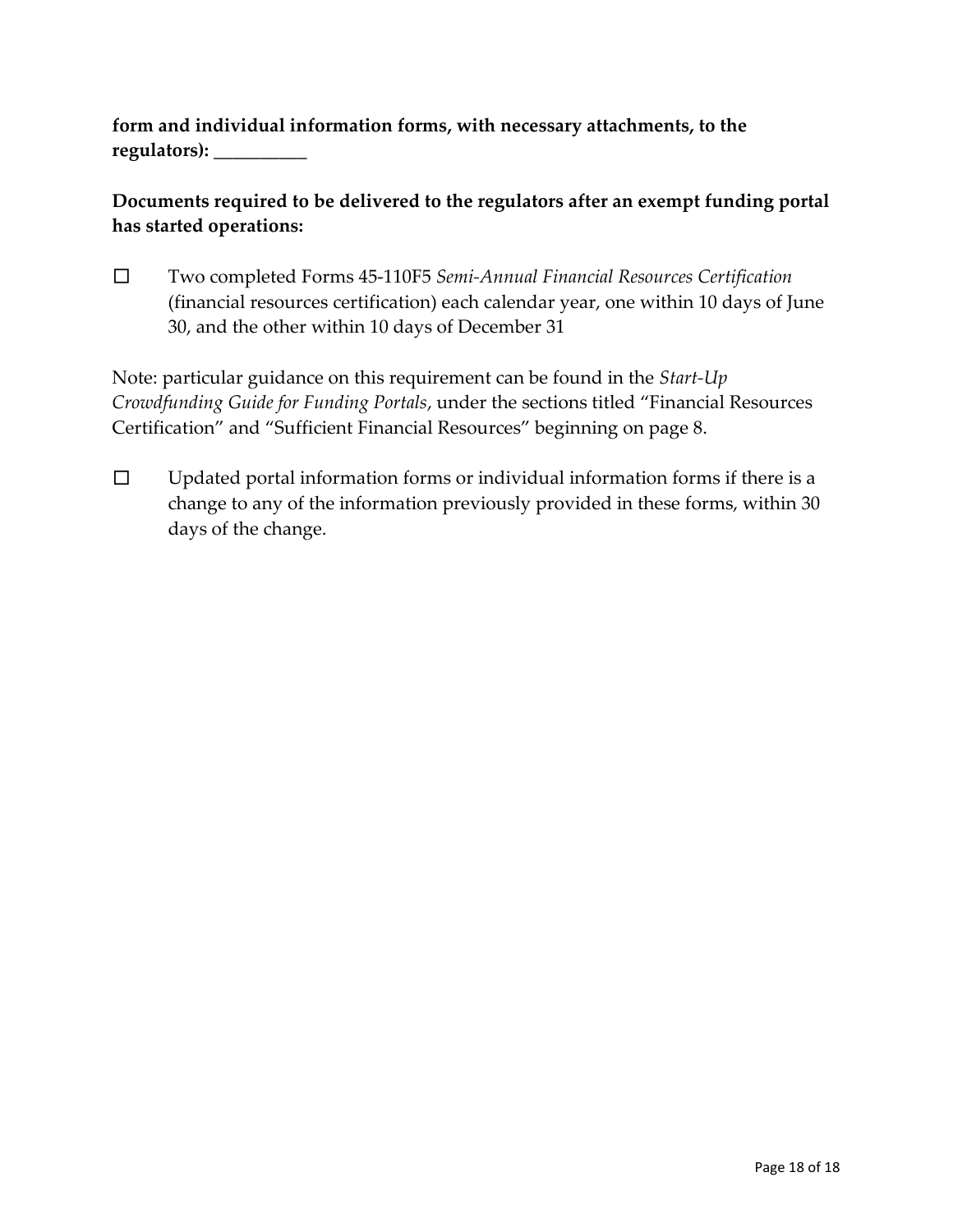**form and individual information forms, with necessary attachments, to the regulators): __________**

**Documents required to be delivered to the regulators after an exempt funding portal has started operations:**

- ☐ Two completed Forms 45-110F5 *Semi-Annual Financial Resources Certification* (financial resources certification) each calendar year, one within 10 days of June 30, and the other within 10 days of December 31

Note: particular guidance on this requirement can be found in the *Start-Up Crowdfunding Guide for Funding Portals*, under the sections titled "Financial Resources Certification" and "Sufficient Financial Resources" beginning on page 8.

- ☐ Updated portal information forms or individual information forms if there is a change to any of the information previously provided in these forms, within 30 days of the change.